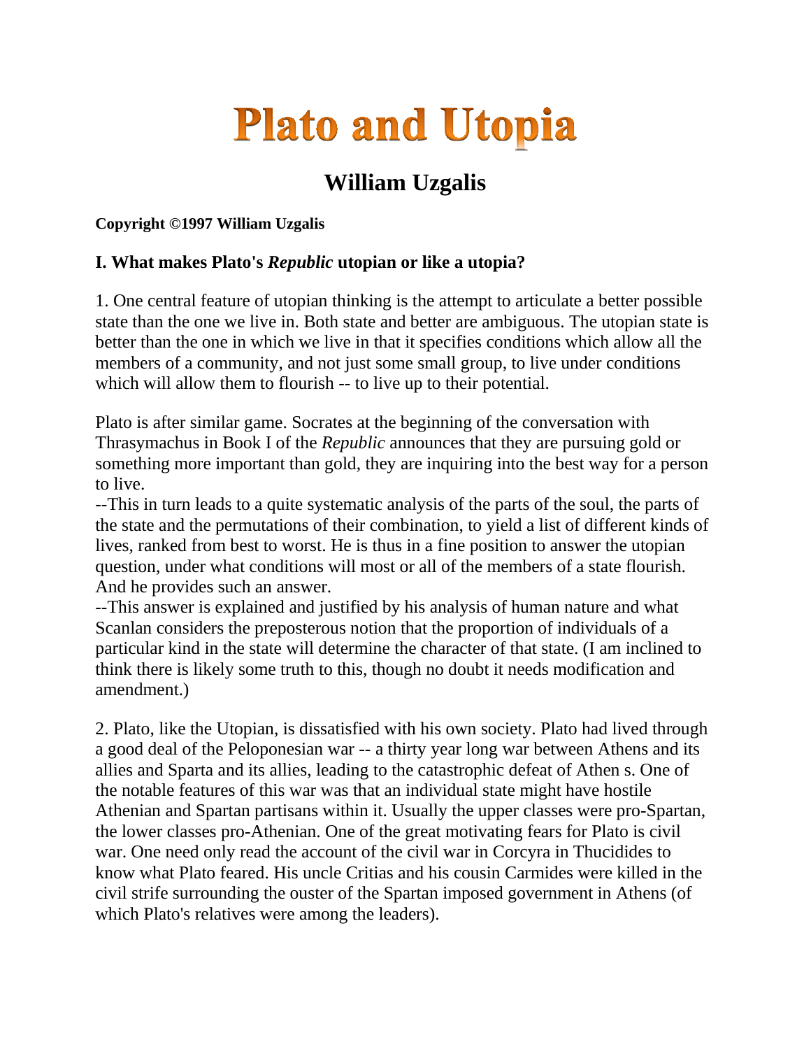# Plato and Utopia

## William Uzgalis

**Copyright ©1997 William Uzgalis**

### I. What makes Plato's *Republic* utopian or like a utopia?

1. One central feature of utopian thinking is the attempt to articulate a better possible state than the one we live in. Both state and better are ambiguous. The utopian state is better than the one in which we live in that it specifies conditions which allow all the members of a community, and not just some small group, to live under conditions which will allow them to flourish -- to live up to their potential.

Plato is after similar game. Socrates at the beginning of the conversation with Thrasymachus in Book I of the *Republic* announces that they are pursuing gold or something more important than gold, they are inquiring into the best way for a person to live.

--This in turn leads to a quite systematic analysis of the parts of the soul, the parts of the state and the permutations of their combination, to yield a list of different kinds of lives, ranked from best to worst. He is thus in a fine position to answer the utopian question, under what conditions will most or all of the members of a state flourish. And he provides such an answer.

--This answer is explained and justified by his analysis of human nature and what Scanlan considers the preposterous notion that the proportion of individuals of a particular kind in the state will determine the character of that state. (I am inclined to think there is likely some truth to this, though no doubt it needs modification and amendment.)

2. Plato, like the Utopian, is dissatisfied with his own society. Plato had lived through a good deal of the Peloponesian war -- a thirty year long war between Athens and its allies and Sparta and its allies, leading to the catastrophic defeat of Athen s. One of the notable features of this war was that an individual state might have hostile Athenian and Spartan partisans within it. Usually the upper classes were pro-Spartan, the lower classes pro-Athenian. One of the great motivating fears for Plato is civil war. One need only read the account of the civil war in Corcyra in Thucidides to know what Plato feared. His uncle Critias and his cousin Carmides were killed in the civil strife surrounding the ouster of the Spartan imposed government in Athens (of which Plato's relatives were among the leaders).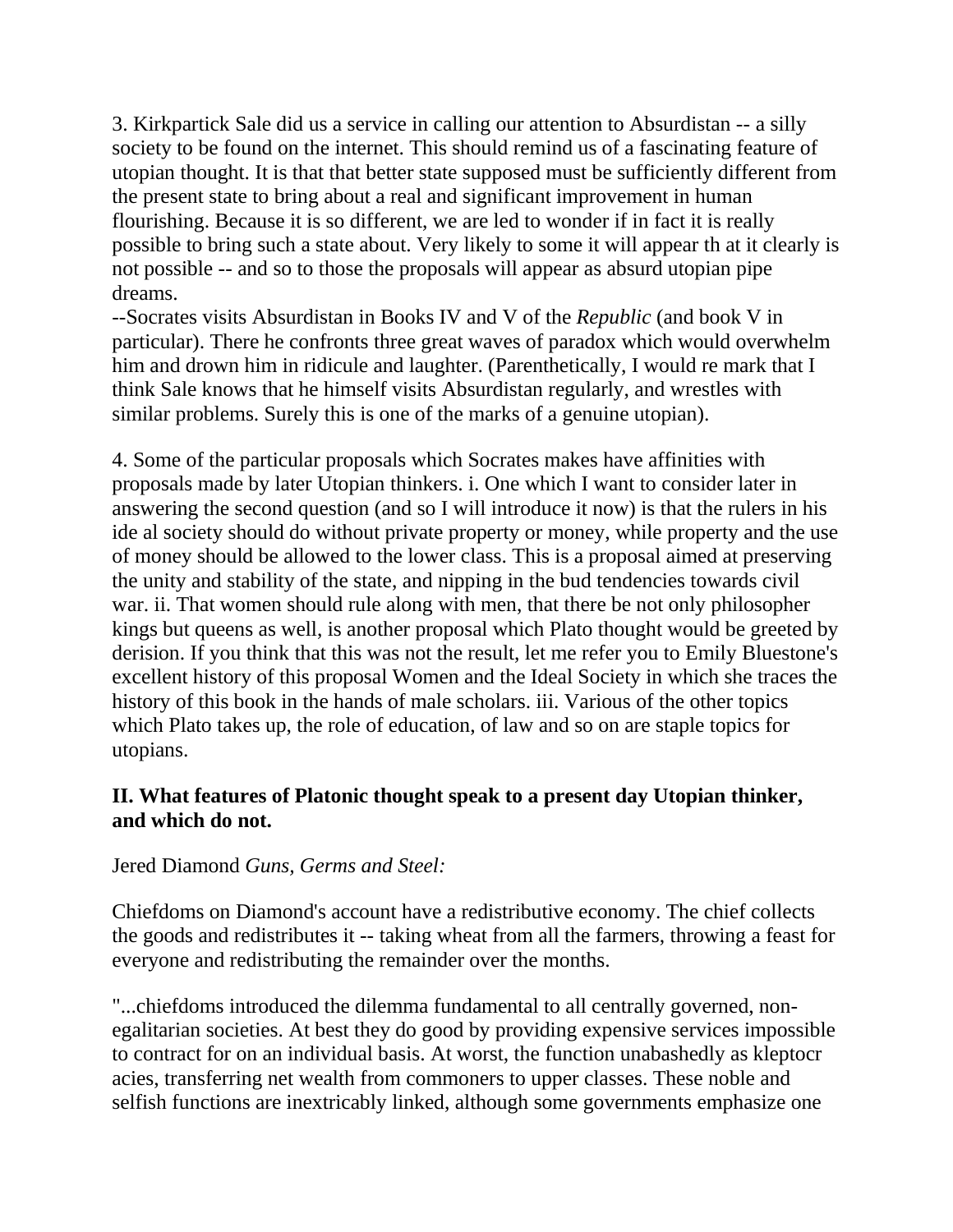3. Kirkpartick Sale did us a service in calling our attention to Absurdistan -- a silly society to be found on the internet. This should remind us of a fascinating feature of utopian thought. It is that that better state supposed must be sufficiently different from the present state to bring about a real and significant improvement in human flourishing. Because it is so different, we are led to wonder if in fact it is really possible to bring such a state about. Very likely to some it will appear th at it clearly is not possible -- and so to those the proposals will appear as absurd utopian pipe dreams.
--Socrates visits Absurdistan in Books IV and V of the *Republic* (and book V in particular). There he confronts three great waves of paradox which would overwhelm him and drown him in ridicule and laughter. (Parenthetically, I would re mark that I think Sale knows that he himself visits Absurdistan regularly, and wrestles with similar problems. Surely this is one of the marks of a genuine utopian).

4. Some of the particular proposals which Socrates makes have affinities with proposals made by later Utopian thinkers. i. One which I want to consider later in answering the second question (and so I will introduce it now) is that the rulers in his ide al society should do without private property or money, while property and the use of money should be allowed to the lower class. This is a proposal aimed at preserving the unity and stability of the state, and nipping in the bud tendencies towards civil war. ii. That women should rule along with men, that there be not only philosopher kings but queens as well, is another proposal which Plato thought would be greeted by derision. If you think that this was not the result, let me refer you to Emily Bluestone's excellent history of this proposal Women and the Ideal Society in which she traces the history of this book in the hands of male scholars. iii. Various of the other topics which Plato takes up, the role of education, of law and so on are staple topics for utopians.

**II. What features of Platonic thought speak to a present day Utopian thinker, and which do not.**

Jered Diamond *Guns, Germs and Steel:*

Chiefdoms on Diamond's account have a redistributive economy. The chief collects the goods and redistributes it -- taking wheat from all the farmers, throwing a feast for everyone and redistributing the remainder over the months.

"...chiefdoms introduced the dilemma fundamental to all centrally governed, non-egalitarian societies. At best they do good by providing expensive services impossible to contract for on an individual basis. At worst, the function unabashedly as kleptocr acies, transferring net wealth from commoners to upper classes. These noble and selfish functions are inextricably linked, although some governments emphasize one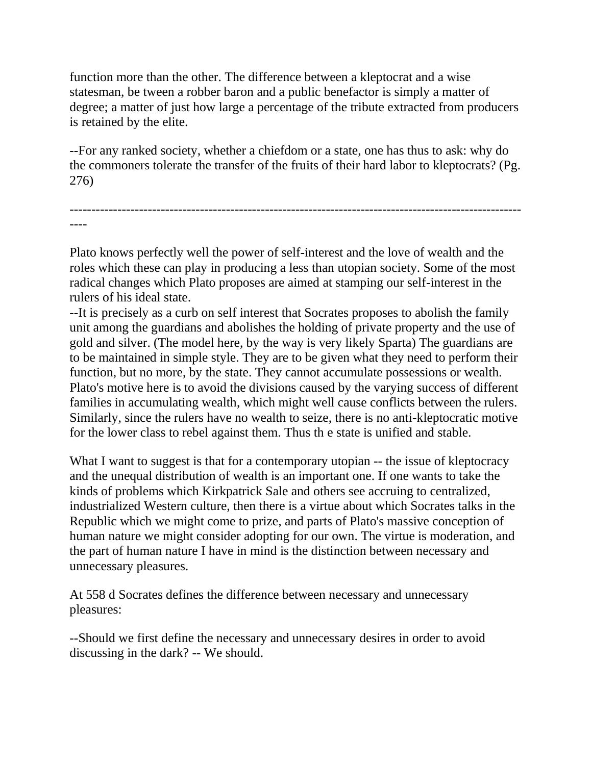function more than the other. The difference between a kleptocrat and a wise statesman, be tween a robber baron and a public benefactor is simply a matter of degree; a matter of just how large a percentage of the tribute extracted from producers is retained by the elite.

--For any ranked society, whether a chiefdom or a state, one has thus to ask: why do the commoners tolerate the transfer of the fruits of their hard labor to kleptocrats? (Pg. 276)

----------------------------------------------------------------------------------------------------------

Plato knows perfectly well the power of self-interest and the love of wealth and the roles which these can play in producing a less than utopian society. Some of the most radical changes which Plato proposes are aimed at stamping our self-interest in the rulers of his ideal state.
--It is precisely as a curb on self interest that Socrates proposes to abolish the family unit among the guardians and abolishes the holding of private property and the use of gold and silver. (The model here, by the way is very likely Sparta) The guardians are to be maintained in simple style. They are to be given what they need to perform their function, but no more, by the state. They cannot accumulate possessions or wealth. Plato's motive here is to avoid the divisions caused by the varying success of different families in accumulating wealth, which might well cause conflicts between the rulers. Similarly, since the rulers have no wealth to seize, there is no anti-kleptocratic motive for the lower class to rebel against them. Thus th e state is unified and stable.

What I want to suggest is that for a contemporary utopian -- the issue of kleptocracy and the unequal distribution of wealth is an important one. If one wants to take the kinds of problems which Kirkpatrick Sale and others see accruing to centralized, industrialized Western culture, then there is a virtue about which Socrates talks in the Republic which we might come to prize, and parts of Plato's massive conception of human nature we might consider adopting for our own. The virtue is moderation, and the part of human nature I have in mind is the distinction between necessary and unnecessary pleasures.

At 558 d Socrates defines the difference between necessary and unnecessary pleasures:

--Should we first define the necessary and unnecessary desires in order to avoid discussing in the dark? -- We should.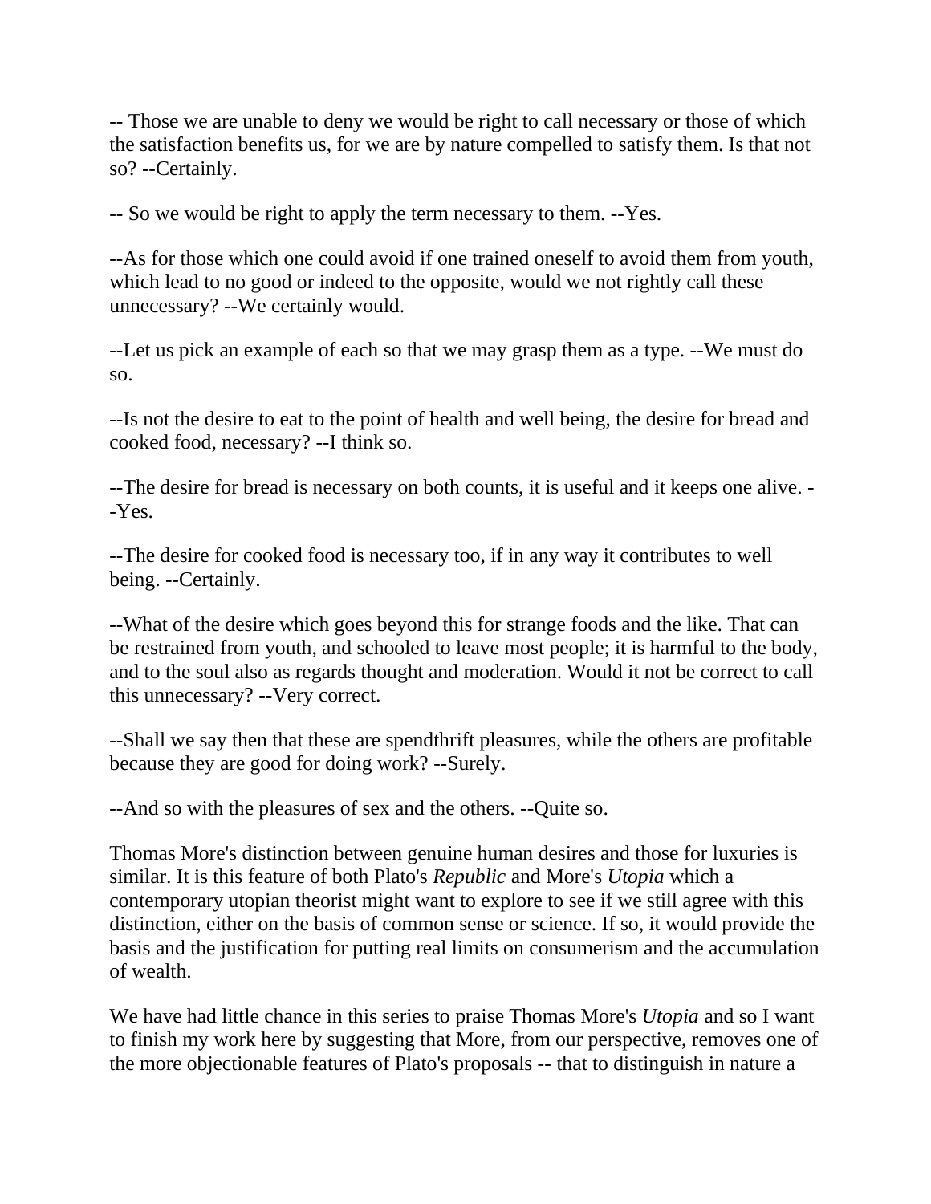-- Those we are unable to deny we would be right to call necessary or those of which the satisfaction benefits us, for we are by nature compelled to satisfy them. Is that not so? --Certainly.

-- So we would be right to apply the term necessary to them. --Yes.

--As for those which one could avoid if one trained oneself to avoid them from youth, which lead to no good or indeed to the opposite, would we not rightly call these unnecessary? --We certainly would.

--Let us pick an example of each so that we may grasp them as a type. --We must do so.

--Is not the desire to eat to the point of health and well being, the desire for bread and cooked food, necessary? --I think so.

--The desire for bread is necessary on both counts, it is useful and it keeps one alive. --Yes.

--The desire for cooked food is necessary too, if in any way it contributes to well being. --Certainly.

--What of the desire which goes beyond this for strange foods and the like. That can be restrained from youth, and schooled to leave most people; it is harmful to the body, and to the soul also as regards thought and moderation. Would it not be correct to call this unnecessary? --Very correct.

--Shall we say then that these are spendthrift pleasures, while the others are profitable because they are good for doing work? --Surely.

--And so with the pleasures of sex and the others. --Quite so.

Thomas More's distinction between genuine human desires and those for luxuries is similar. It is this feature of both Plato's *Republic* and More's *Utopia* which a contemporary utopian theorist might want to explore to see if we still agree with this distinction, either on the basis of common sense or science. If so, it would provide the basis and the justification for putting real limits on consumerism and the accumulation of wealth.

We have had little chance in this series to praise Thomas More's *Utopia* and so I want to finish my work here by suggesting that More, from our perspective, removes one of the more objectionable features of Plato's proposals -- that to distinguish in nature a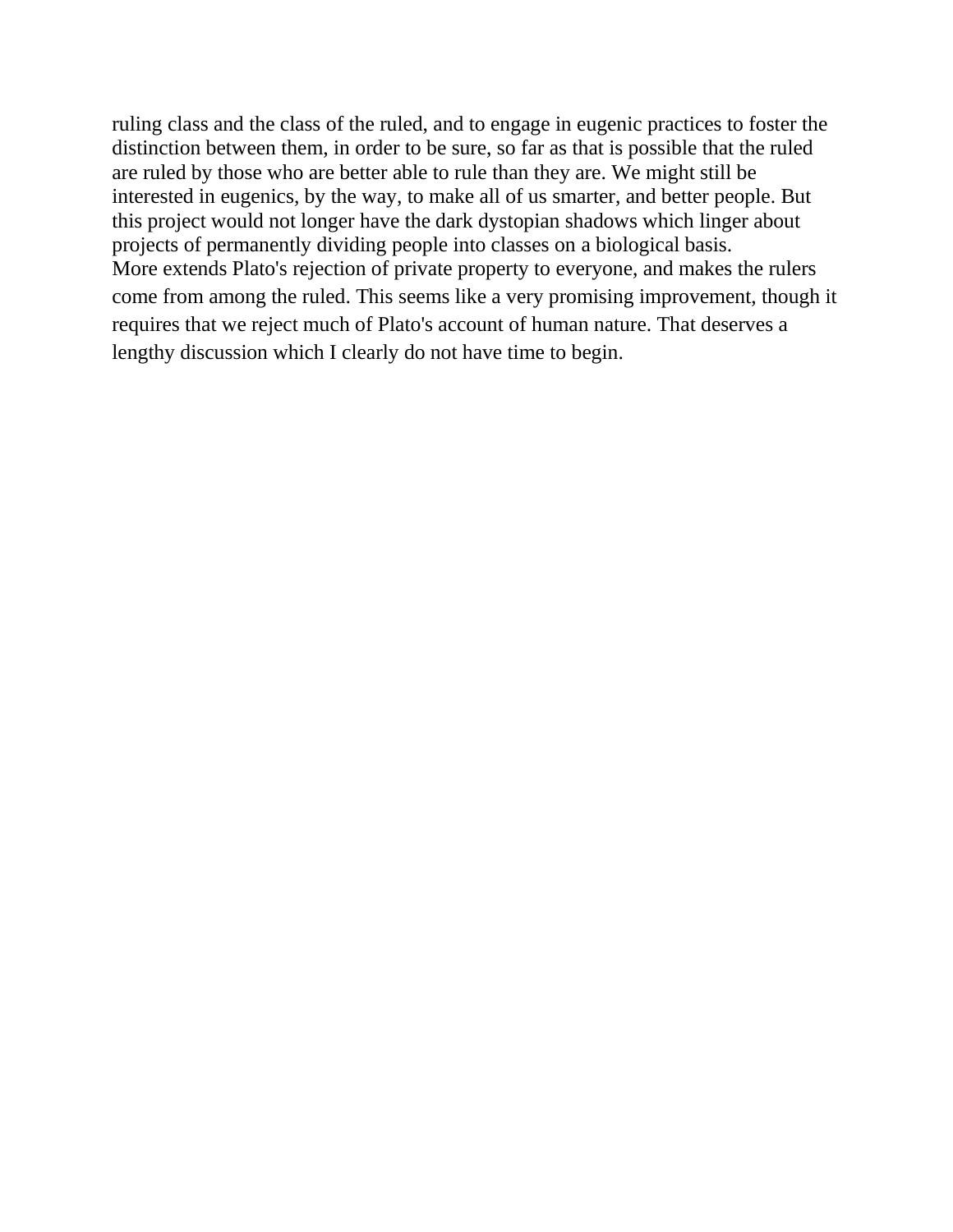ruling class and the class of the ruled, and to engage in eugenic practices to foster the distinction between them, in order to be sure, so far as that is possible that the ruled are ruled by those who are better able to rule than they are. We might still be interested in eugenics, by the way, to make all of us smarter, and better people. But this project would not longer have the dark dystopian shadows which linger about projects of permanently dividing people into classes on a biological basis.

More extends Plato's rejection of private property to everyone, and makes the rulers come from among the ruled. This seems like a very promising improvement, though it requires that we reject much of Plato's account of human nature. That deserves a lengthy discussion which I clearly do not have time to begin.